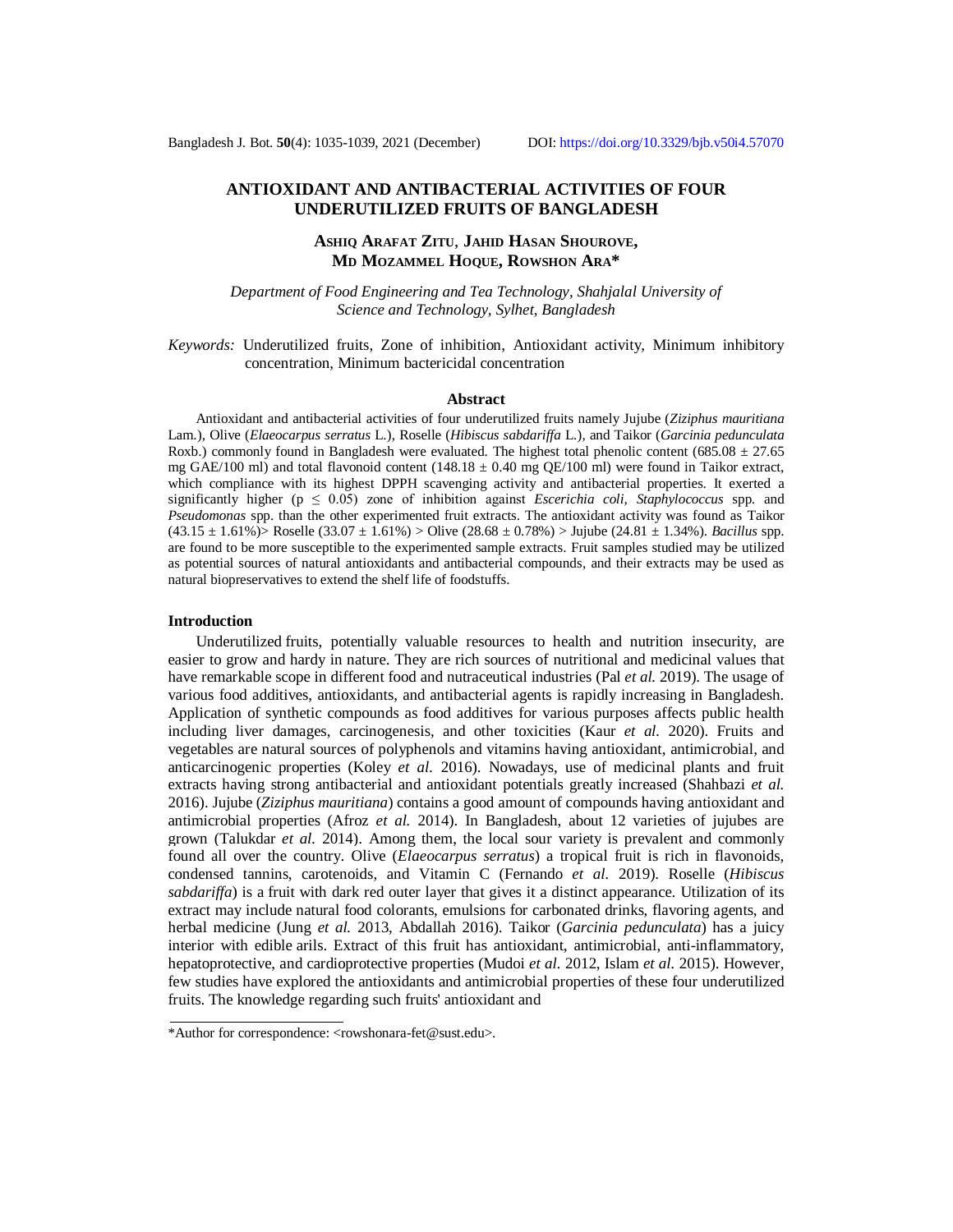# ANTIOXIDANT AND ANTIBACTERIAL ACTIVITIES OF FOUR UNDERUTILIZED FRUITS OF BANGLADESH

**Ashiq Arafat Zitu, Jahid Hasan Shourove, Md Mozammel Hoque, Rowshon Ara***

*Department of Food Engineering and Tea Technology, Shahjalal University of Science and Technology, Sylhet, Bangladesh*

*Keywords:* Underutilized fruits, Zone of inhibition, Antioxidant activity, Minimum inhibitory concentration, Minimum bactericidal concentration

## Abstract

Antioxidant and antibacterial activities of four underutilized fruits namely Jujube (*Ziziphus mauritiana* Lam.), Olive (*Elaeocarpus serratus* L.), Roselle (*Hibiscus sabdariffa* L.), and Taikor (*Garcinia pedunculata* Roxb.) commonly found in Bangladesh were evaluated. The highest total phenolic content (685.08 ± 27.65 mg GAE/100 ml) and total flavonoid content (148.18 ± 0.40 mg QE/100 ml) were found in Taikor extract, which compliance with its highest DPPH scavenging activity and antibacterial properties. It exerted a significantly higher ($p \leq 0.05$) zone of inhibition against *Escerichia coli, Staphylococcus* spp. and *Pseudomonas* spp. than the other experimented fruit extracts. The antioxidant activity was found as Taikor (43.15 ± 1.61%)> Roselle (33.07 ± 1.61%) > Olive (28.68 ± 0.78%) > Jujube (24.81 ± 1.34%). *Bacillus* spp. are found to be more susceptible to the experimented sample extracts. Fruit samples studied may be utilized as potential sources of natural antioxidants and antibacterial compounds, and their extracts may be used as natural biopreservatives to extend the shelf life of foodstuffs.

## Introduction

Underutilized fruits, potentially valuable resources to health and nutrition insecurity, are easier to grow and hardy in nature. They are rich sources of nutritional and medicinal values that have remarkable scope in different food and nutraceutical industries (Pal *et al.* 2019). The usage of various food additives, antioxidants, and antibacterial agents is rapidly increasing in Bangladesh. Application of synthetic compounds as food additives for various purposes affects public health including liver damages, carcinogenesis, and other toxicities (Kaur *et al.* 2020). Fruits and vegetables are natural sources of polyphenols and vitamins having antioxidant, antimicrobial, and anticarcinogenic properties (Koley *et al.* 2016). Nowadays, use of medicinal plants and fruit extracts having strong antibacterial and antioxidant potentials greatly increased (Shahbazi *et al.* 2016). Jujube (*Ziziphus mauritiana*) contains a good amount of compounds having antioxidant and antimicrobial properties (Afroz *et al.* 2014). In Bangladesh, about 12 varieties of jujubes are grown (Talukdar *et al.* 2014). Among them, the local sour variety is prevalent and commonly found all over the country. Olive (*Elaeocarpus serratus*) a tropical fruit is rich in flavonoids, condensed tannins, carotenoids, and Vitamin C (Fernando *et al.* 2019). Roselle (*Hibiscus sabdariffa*) is a fruit with dark red outer layer that gives it a distinct appearance. Utilization of its extract may include natural food colorants, emulsions for carbonated drinks, flavoring agents, and herbal medicine (Jung *et al.* 2013, Abdallah 2016). Taikor (*Garcinia pedunculata*) has a juicy interior with edible arils. Extract of this fruit has antioxidant, antimicrobial, anti-inflammatory, hepatoprotective, and cardioprotective properties (Mudoi *et al.* 2012, Islam *et al.* 2015). However, few studies have explored the antioxidants and antimicrobial properties of these four underutilized fruits. The knowledge regarding such fruits' antioxidant and

---

*Author for correspondence: <rowshonara-fet@sust.edu>.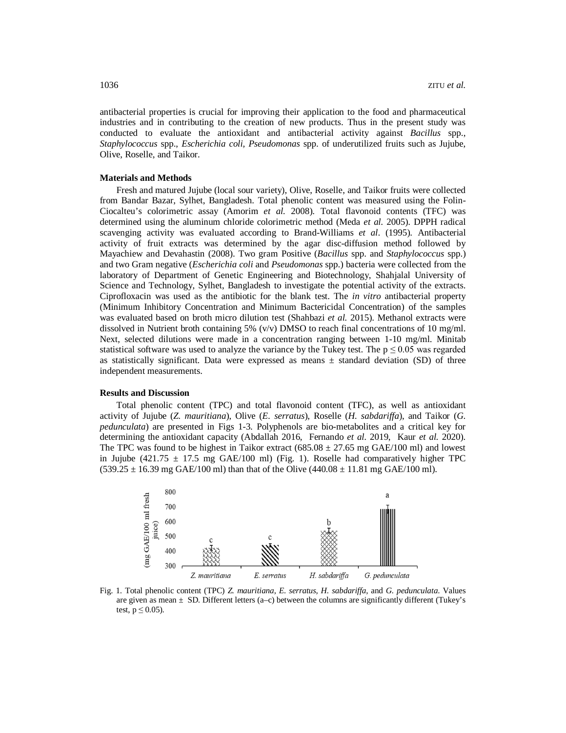antibacterial properties is crucial for improving their application to the food and pharmaceutical industries and in contributing to the creation of new products. Thus in the present study was conducted to evaluate the antioxidant and antibacterial activity against *Bacillus* spp., *Staphylococcus* spp., *Escherichia coli*, *Pseudomonas* spp. of underutilized fruits such as Jujube, Olive, Roselle, and Taikor.

## Materials and Methods

Fresh and matured Jujube (local sour variety), Olive, Roselle, and Taikor fruits were collected from Bandar Bazar, Sylhet, Bangladesh. Total phenolic content was measured using the Folin-Ciocalteu's colorimetric assay (Amorim *et al.* 2008). Total flavonoid contents (TFC) was determined using the aluminum chloride colorimetric method (Meda *et al.* 2005). DPPH radical scavenging activity was evaluated according to Brand-Williams *et al*. (1995). Antibacterial activity of fruit extracts was determined by the agar disc-diffusion method followed by Mayachiew and Devahastin (2008). Two gram Positive (*Bacillus* spp. and *Staphylococcus* spp.) and two Gram negative (*Escherichia coli* and *Pseudomonas* spp.) bacteria were collected from the laboratory of Department of Genetic Engineering and Biotechnology, Shahjalal University of Science and Technology, Sylhet, Bangladesh to investigate the potential activity of the extracts. Ciprofloxacin was used as the antibiotic for the blank test. The *in vitro* antibacterial property (Minimum Inhibitory Concentration and Minimum Bactericidal Concentration) of the samples was evaluated based on broth micro dilution test (Shahbazi *et al.* 2015). Methanol extracts were dissolved in Nutrient broth containing 5% (v/v) DMSO to reach final concentrations of 10 mg/ml. Next, selected dilutions were made in a concentration ranging between 1-10 mg/ml. Minitab statistical software was used to analyze the variance by the Tukey test. The $p \leq 0.05$ was regarded as statistically significant. Data were expressed as means ± standard deviation (SD) of three independent measurements.

## Results and Discussion

Total phenolic content (TPC) and total flavonoid content (TFC), as well as antioxidant activity of Jujube (*Z. mauritiana*), Olive (*E. serratus*), Roselle (*H. sabdariffa*), and Taikor (*G. pedunculata*) are presented in Figs 1-3. Polyphenols are bio-metabolites and a critical key for determining the antioxidant capacity (Abdallah 2016, Fernando *et al.* 2019, Kaur *et al.* 2020). The TPC was found to be highest in Taikor extract (685.08 ± 27.65 mg GAE/100 ml) and lowest in Jujube (421.75 ± 17.5 mg GAE/100 ml) (Fig. 1). Roselle had comparatively higher TPC (539.25 ± 16.39 mg GAE/100 ml) than that of the Olive (440.08 ± 11.81 mg GAE/100 ml).

Fig. 1. Total phenolic content (TPC) *Z. mauritiana*, *E. serratus*, *H. sabdariffa*, and *G. pedunculata*. Values are given as mean ± SD. Different letters (a–c) between the columns are significantly different (Tukey's test, $p \leq 0.05$).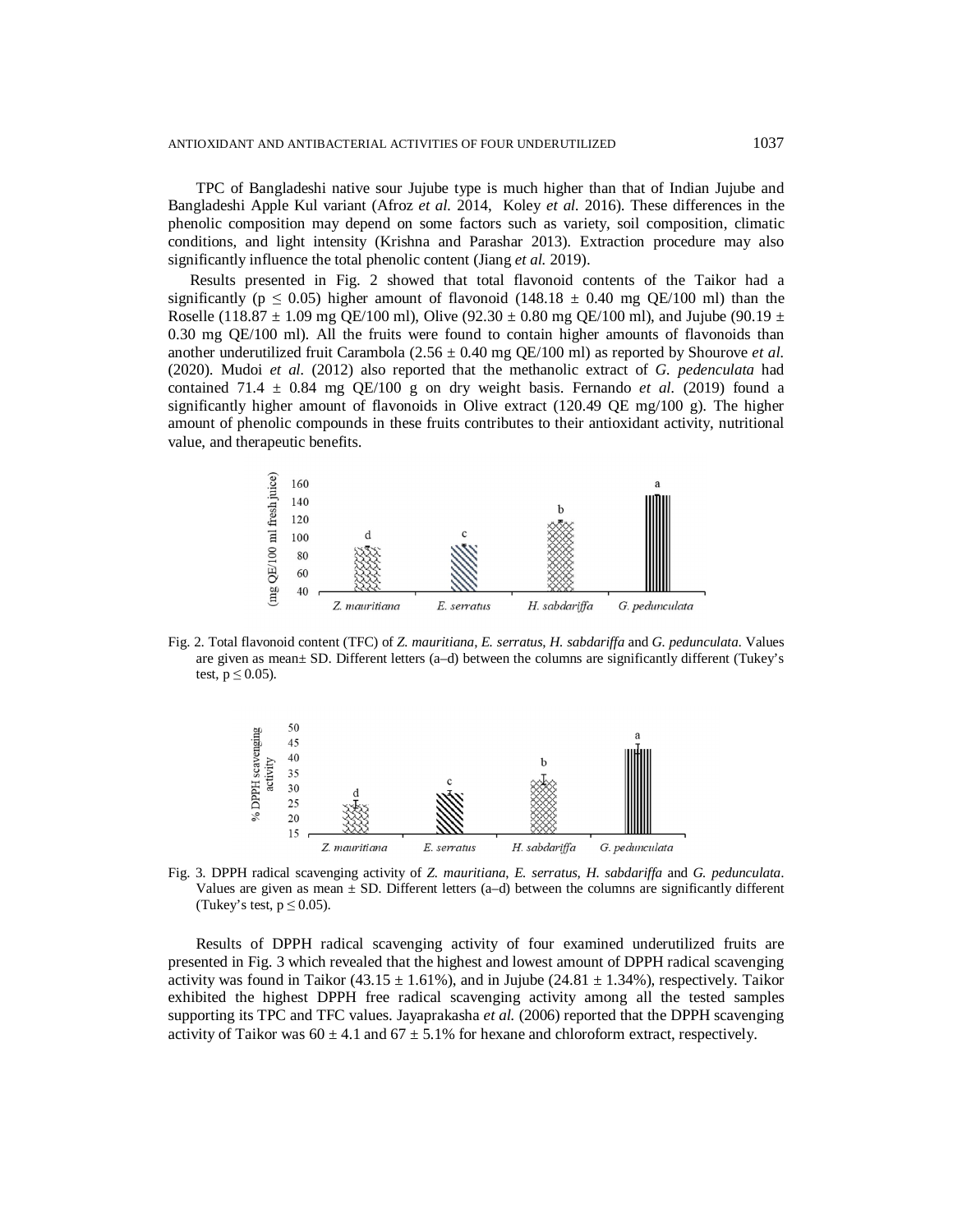TPC of Bangladeshi native sour Jujube type is much higher than that of Indian Jujube and Bangladeshi Apple Kul variant (Afroz *et al.* 2014, Koley *et al.* 2016). These differences in the phenolic composition may depend on some factors such as variety, soil composition, climatic conditions, and light intensity (Krishna and Parashar 2013). Extraction procedure may also significantly influence the total phenolic content (Jiang *et al.* 2019).

Results presented in Fig. 2 showed that total flavonoid contents of the Taikor had a significantly ($p \leq 0.05$) higher amount of flavonoid ($148.18 \pm 0.40$ mg QE/100 ml) than the Roselle ($118.87 \pm 1.09$ mg QE/100 ml), Olive ($92.30 \pm 0.80$ mg QE/100 ml), and Jujube ($90.19 \pm 0.30$ mg QE/100 ml). All the fruits were found to contain higher amounts of flavonoids than another underutilized fruit Carambola ($2.56 \pm 0.40$ mg QE/100 ml) as reported by Shourove *et al.* (2020). Mudoi *et al.* (2012) also reported that the methanolic extract of *G. pedenculata* had contained $71.4 \pm 0.84$ mg QE/100 g on dry weight basis. Fernando *et al.* (2019) found a significantly higher amount of flavonoids in Olive extract (120.49 QE mg/100 g). The higher amount of phenolic compounds in these fruits contributes to their antioxidant activity, nutritional value, and therapeutic benefits.

Fig. 2. Total flavonoid content (TFC) of *Z. mauritiana*, *E. serratus*, *H. sabdariffa* and *G. pedunculata*. Values are given as mean± SD. Different letters (a–d) between the columns are significantly different (Tukey's test, $p \leq 0.05$).

Fig. 3. DPPH radical scavenging activity of *Z. mauritiana*, *E. serratus*, *H. sabdariffa* and *G. pedunculata*. Values are given as mean ± SD. Different letters (a–d) between the columns are significantly different (Tukey's test, $p \leq 0.05$).

Results of DPPH radical scavenging activity of four examined underutilized fruits are presented in Fig. 3 which revealed that the highest and lowest amount of DPPH radical scavenging activity was found in Taikor ($43.15 \pm 1.61\%$), and in Jujube ($24.81 \pm 1.34\%$), respectively. Taikor exhibited the highest DPPH free radical scavenging activity among all the tested samples supporting its TPC and TFC values. Jayaprakasha *et al.* (2006) reported that the DPPH scavenging activity of Taikor was $60 \pm 4.1$ and $67 \pm 5.1\%$ for hexane and chloroform extract, respectively.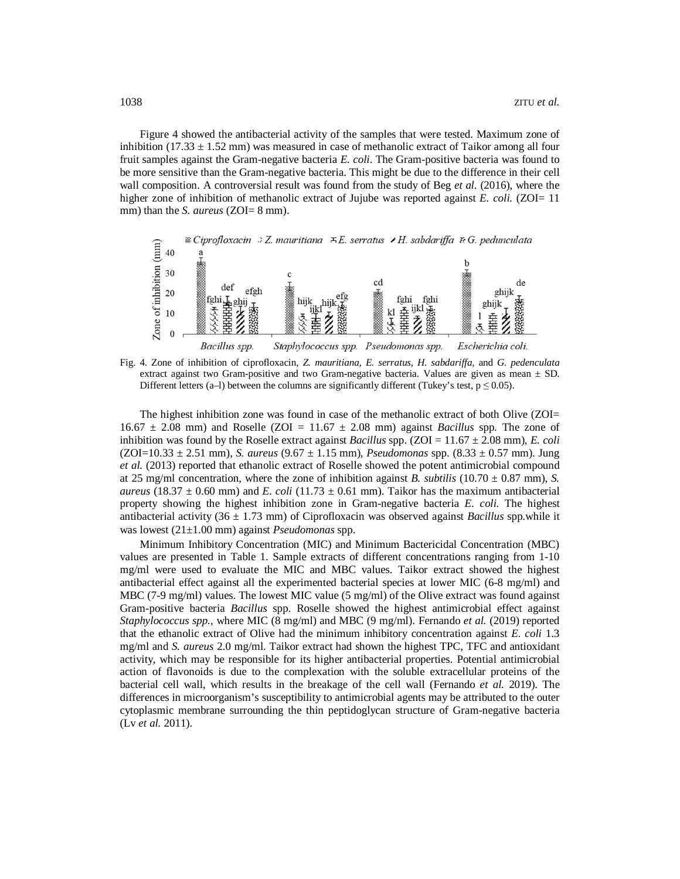Figure 4 showed the antibacterial activity of the samples that were tested. Maximum zone of inhibition (17.33 ± 1.52 mm) was measured in case of methanolic extract of Taikor among all four fruit samples against the Gram-negative bacteria *E. coli*. The Gram-positive bacteria was found to be more sensitive than the Gram-negative bacteria. This might be due to the difference in their cell wall composition. A controversial result was found from the study of Beg *et al.* (2016), where the higher zone of inhibition of methanolic extract of Jujube was reported against *E. coli.* (ZOI= 11 mm) than the *S. aureus* (ZOI= 8 mm).

Fig. 4. Zone of inhibition of ciprofloxacin, *Z. mauritiana, E. serratus, H. sabdariffa,* and *G. pedenculata* extract against two Gram-positive and two Gram-negative bacteria. Values are given as mean ± SD. Different letters (a–l) between the columns are significantly different (Tukey's test, $p \leq 0.05$).

The highest inhibition zone was found in case of the methanolic extract of both Olive (ZOI= 16.67 ± 2.08 mm) and Roselle (ZOI = 11.67 ± 2.08 mm) against *Bacillus* spp. The zone of inhibition was found by the Roselle extract against *Bacillus* spp. (ZOI = 11.67 ± 2.08 mm), *E. coli* (ZOI=10.33 ± 2.51 mm), *S. aureus* (9.67 ± 1.15 mm), *Pseudomonas* spp. (8.33 ± 0.57 mm). Jung *et al.* (2013) reported that ethanolic extract of Roselle showed the potent antimicrobial compound at 25 mg/ml concentration, where the zone of inhibition against *B. subtilis* (10.70 ± 0.87 mm), *S. aureus* (18.37 ± 0.60 mm) and *E. coli* (11.73 ± 0.61 mm). Taikor has the maximum antibacterial property showing the highest inhibition zone in Gram-negative bacteria *E. coli.* The highest antibacterial activity (36 ± 1.73 mm) of Ciprofloxacin was observed against *Bacillus* spp.while it was lowest (21±1.00 mm) against *Pseudomonas* spp.

Minimum Inhibitory Concentration (MIC) and Minimum Bactericidal Concentration (MBC) values are presented in Table 1. Sample extracts of different concentrations ranging from 1-10 mg/ml were used to evaluate the MIC and MBC values. Taikor extract showed the highest antibacterial effect against all the experimented bacterial species at lower MIC (6-8 mg/ml) and MBC (7-9 mg/ml) values. The lowest MIC value (5 mg/ml) of the Olive extract was found against Gram-positive bacteria *Bacillus* spp. Roselle showed the highest antimicrobial effect against *Staphylococcus spp.*, where MIC (8 mg/ml) and MBC (9 mg/ml). Fernando *et al.* (2019) reported that the ethanolic extract of Olive had the minimum inhibitory concentration against *E. coli* 1.3 mg/ml and *S. aureus* 2.0 mg/ml. Taikor extract had shown the highest TPC, TFC and antioxidant activity, which may be responsible for its higher antibacterial properties. Potential antimicrobial action of flavonoids is due to the complexation with the soluble extracellular proteins of the bacterial cell wall, which results in the breakage of the cell wall (Fernando *et al.* 2019). The differences in microorganism's susceptibility to antimicrobial agents may be attributed to the outer cytoplasmic membrane surrounding the thin peptidoglycan structure of Gram-negative bacteria (Lv *et al.* 2011).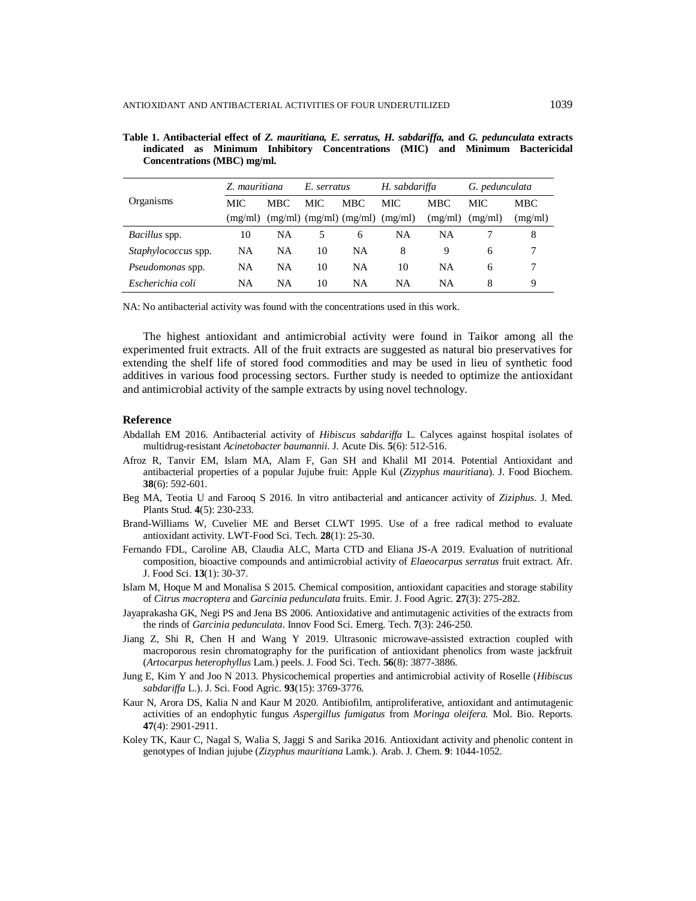**Table 1. Antibacterial effect of *Z. mauritiana, E. serratus, H. sabdariffa,* and *G. pedunculata* extracts indicated as Minimum Inhibitory Concentrations (MIC) and Minimum Bactericidal Concentrations (MBC) mg/ml.**

| Organisms | *Z. mauritiana* | | *E. serratus* | | *H. sabdariffa* | | *G. pedunculata* | |
|---|---|---|---|---|---|---|---|---|
| | MIC (mg/ml) | MBC (mg/ml) | MIC (mg/ml) | MBC (mg/ml) | MIC (mg/ml) | MBC (mg/ml) | MIC (mg/ml) | MBC (mg/ml) |
| *Bacillus* spp. | 10 | NA | 5 | 6 | NA | NA | 7 | 8 |
| *Staphylococcus* spp. | NA | NA | 10 | NA | 8 | 9 | 6 | 7 |
| *Pseudomonas* spp. | NA | NA | 10 | NA | 10 | NA | 6 | 7 |
| *Escherichia coli* | NA | NA | 10 | NA | NA | NA | 8 | 9 |

NA: No antibacterial activity was found with the concentrations used in this work.

The highest antioxidant and antimicrobial activity were found in Taikor among all the experimented fruit extracts. All of the fruit extracts are suggested as natural bio preservatives for extending the shelf life of stored food commodities and may be used in lieu of synthetic food additives in various food processing sectors. Further study is needed to optimize the antioxidant and antimicrobial activity of the sample extracts by using novel technology.

## Reference

Abdallah EM 2016. Antibacterial activity of *Hibiscus sabdariffa* L. Calyces against hospital isolates of multidrug-resistant *Acinetobacter baumannii*. J. Acute Dis. **5**(6): 512-516.

Afroz R, Tanvir EM, Islam MA, Alam F, Gan SH and Khalil MI 2014. Potential Antioxidant and antibacterial properties of a popular Jujube fruit: Apple Kul (*Zizyphus mauritiana*). J. Food Biochem. **38**(6): 592-601.

Beg MA, Teotia U and Farooq S 2016. In vitro antibacterial and anticancer activity of *Ziziphus*. J. Med. Plants Stud. **4**(5): 230-233.

Brand-Williams W, Cuvelier ME and Berset CLWT 1995. Use of a free radical method to evaluate antioxidant activity. LWT-Food Sci. Tech. **28**(1): 25-30.

Fernando FDL, Caroline AB, Claudia ALC, Marta CTD and Eliana JS-A 2019. Evaluation of nutritional composition, bioactive compounds and antimicrobial activity of *Elaeocarpus serratus* fruit extract. Afr. J. Food Sci. **13**(1): 30-37.

Islam M, Hoque M and Monalisa S 2015. Chemical composition, antioxidant capacities and storage stability of *Citrus macroptera* and *Garcinia pedunculata* fruits. Emir. J. Food Agric. **27**(3): 275-282.

Jayaprakasha GK, Negi PS and Jena BS 2006. Antioxidative and antimutagenic activities of the extracts from the rinds of *Garcinia pedunculata*. Innov Food Sci. Emerg. Tech. **7**(3): 246-250.

Jiang Z, Shi R, Chen H and Wang Y 2019. Ultrasonic microwave-assisted extraction coupled with macroporous resin chromatography for the purification of antioxidant phenolics from waste jackfruit (*Artocarpus heterophyllus* Lam.) peels. J. Food Sci. Tech. **56**(8): 3877-3886.

Jung E, Kim Y and Joo N 2013. Physicochemical properties and antimicrobial activity of Roselle (*Hibiscus sabdariffa* L.). J. Sci. Food Agric. **93**(15): 3769-3776.

Kaur N, Arora DS, Kalia N and Kaur M 2020. Antibiofilm, antiproliferative, antioxidant and antimutagenic activities of an endophytic fungus *Aspergillus fumigatus* from *Moringa oleifera.* Mol. Bio. Reports. **47**(4): 2901-2911.

Koley TK, Kaur C, Nagal S, Walia S, Jaggi S and Sarika 2016. Antioxidant activity and phenolic content in genotypes of Indian jujube (*Zizyphus mauritiana* Lamk.). Arab. J. Chem. **9**: 1044-1052.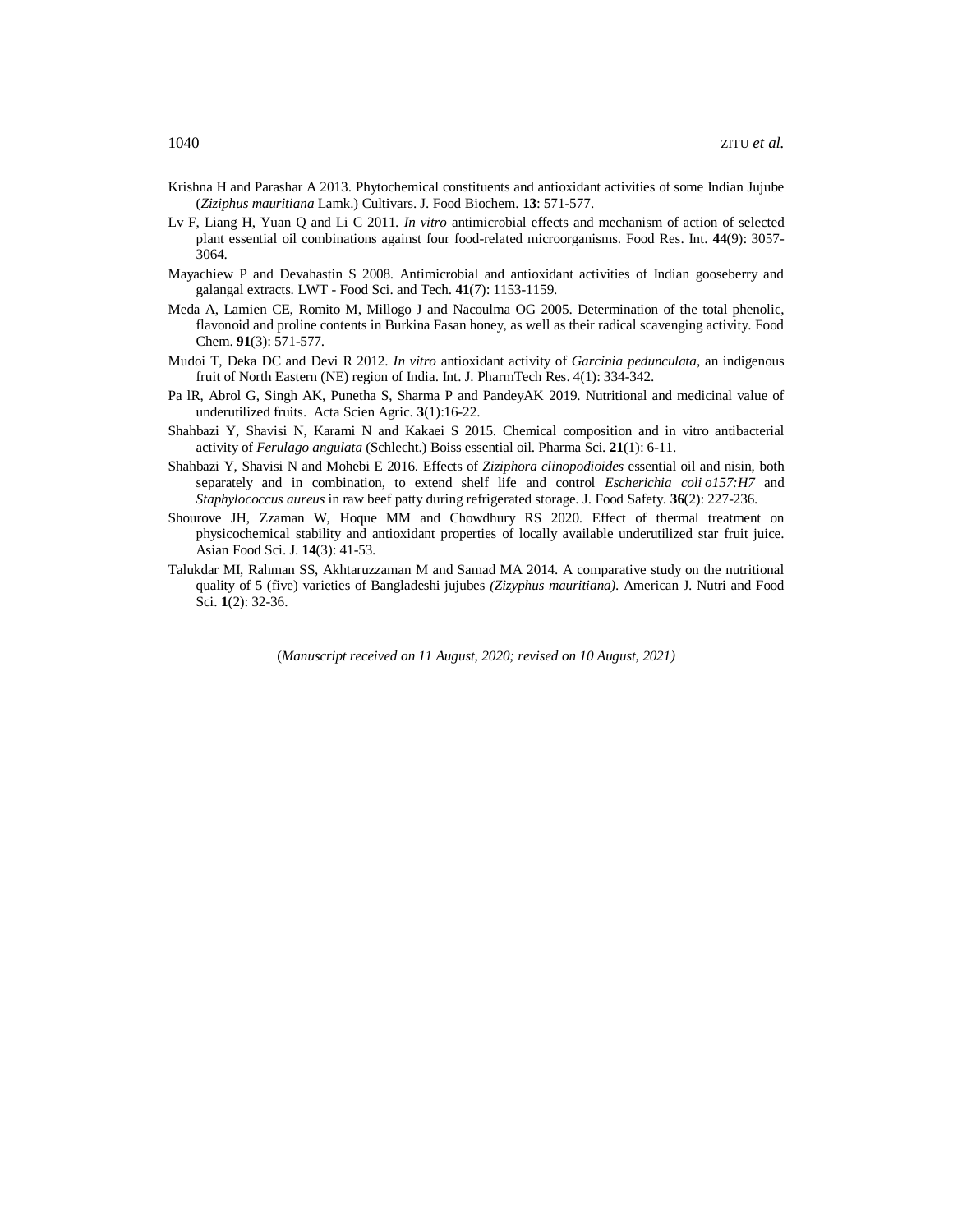Krishna H and Parashar A 2013. Phytochemical constituents and antioxidant activities of some Indian Jujube (*Ziziphus mauritiana* Lamk.) Cultivars. J. Food Biochem. **13**: 571-577.

Lv F, Liang H, Yuan Q and Li C 2011. *In vitro* antimicrobial effects and mechanism of action of selected plant essential oil combinations against four food-related microorganisms. Food Res. Int. **44**(9): 3057-3064.

Mayachiew P and Devahastin S 2008. Antimicrobial and antioxidant activities of Indian gooseberry and galangal extracts. LWT - Food Sci. and Tech. **41**(7): 1153-1159.

Meda A, Lamien CE, Romito M, Millogo J and Nacoulma OG 2005. Determination of the total phenolic, flavonoid and proline contents in Burkina Fasan honey, as well as their radical scavenging activity. Food Chem. **91**(3): 571-577.

Mudoi T, Deka DC and Devi R 2012. *In vitro* antioxidant activity of *Garcinia pedunculata*, an indigenous fruit of North Eastern (NE) region of India. Int. J. PharmTech Res. 4(1): 334-342.

Pa lR, Abrol G, Singh AK, Punetha S, Sharma P and PandeyAK 2019. Nutritional and medicinal value of underutilized fruits. Acta Scien Agric. **3**(1):16-22.

Shahbazi Y, Shavisi N, Karami N and Kakaei S 2015. Chemical composition and in vitro antibacterial activity of *Ferulago angulata* (Schlecht.) Boiss essential oil. Pharma Sci. **21**(1): 6-11.

Shahbazi Y, Shavisi N and Mohebi E 2016. Effects of *Ziziphora clinopodioides* essential oil and nisin, both separately and in combination, to extend shelf life and control *Escherichia coli o157:H7* and *Staphylococcus aureus* in raw beef patty during refrigerated storage. J. Food Safety. **36**(2): 227-236.

Shourove JH, Zzaman W, Hoque MM and Chowdhury RS 2020. Effect of thermal treatment on physicochemical stability and antioxidant properties of locally available underutilized star fruit juice. Asian Food Sci. J. **14**(3): 41-53.

Talukdar MI, Rahman SS, Akhtaruzzaman M and Samad MA 2014. A comparative study on the nutritional quality of 5 (five) varieties of Bangladeshi jujubes *(Zizyphus mauritiana)*. American J. Nutri and Food Sci. **1**(2): 32-36.

(*Manuscript received on 11 August, 2020; revised on 10 August, 2021)*